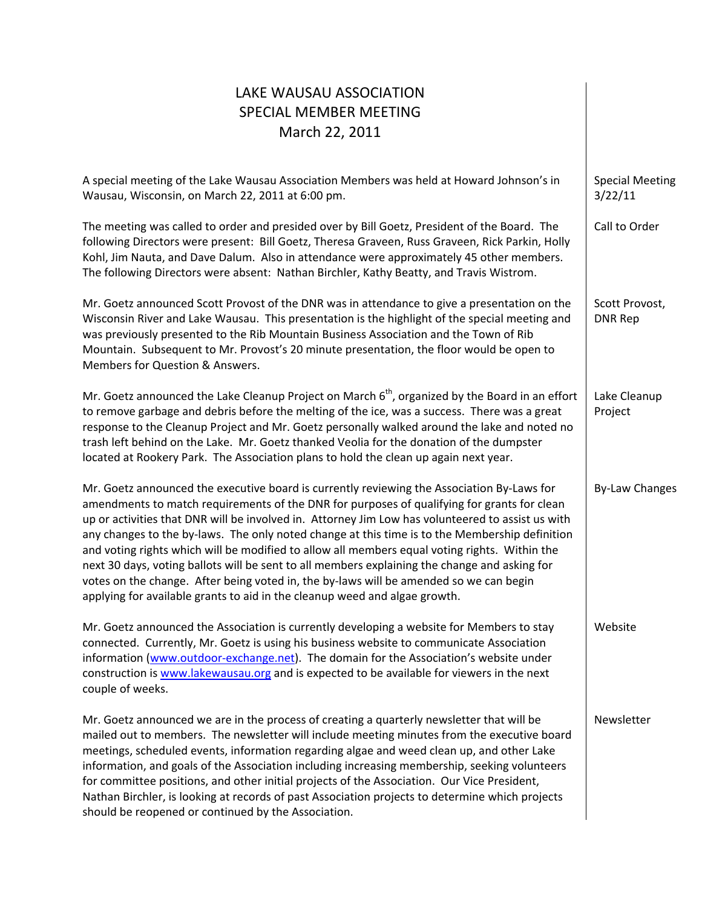# LAKE WAUSAU ASSOCIATION
## SPECIAL MEMBER MEETING
### March 22, 2011

| | |
|---|---|
| A special meeting of the Lake Wausau Association Members was held at Howard Johnson's in Wausau, Wisconsin, on March 22, 2011 at 6:00 pm. | Special Meeting 3/22/11 |
| The meeting was called to order and presided over by Bill Goetz, President of the Board. The following Directors were present: Bill Goetz, Theresa Graveen, Russ Graveen, Rick Parkin, Holly Kohl, Jim Nauta, and Dave Dalum. Also in attendance were approximately 45 other members. The following Directors were absent: Nathan Birchler, Kathy Beatty, and Travis Wistrom. | Call to Order |
| Mr. Goetz announced Scott Provost of the DNR was in attendance to give a presentation on the Wisconsin River and Lake Wausau. This presentation is the highlight of the special meeting and was previously presented to the Rib Mountain Business Association and the Town of Rib Mountain. Subsequent to Mr. Provost's 20 minute presentation, the floor would be open to Members for Question & Answers. | Scott Provost, DNR Rep |
| Mr. Goetz announced the Lake Cleanup Project on March 6th, organized by the Board in an effort to remove garbage and debris before the melting of the ice, was a success. There was a great response to the Cleanup Project and Mr. Goetz personally walked around the lake and noted no trash left behind on the Lake. Mr. Goetz thanked Veolia for the donation of the dumpster located at Rookery Park. The Association plans to hold the clean up again next year. | Lake Cleanup Project |
| Mr. Goetz announced the executive board is currently reviewing the Association By-Laws for amendments to match requirements of the DNR for purposes of qualifying for grants for clean up or activities that DNR will be involved in. Attorney Jim Low has volunteered to assist us with any changes to the by-laws. The only noted change at this time is to the Membership definition and voting rights which will be modified to allow all members equal voting rights. Within the next 30 days, voting ballots will be sent to all members explaining the change and asking for votes on the change. After being voted in, the by-laws will be amended so we can begin applying for available grants to aid in the cleanup weed and algae growth. | By-Law Changes |
| Mr. Goetz announced the Association is currently developing a website for Members to stay connected. Currently, Mr. Goetz is using his business website to communicate Association information (www.outdoor-exchange.net). The domain for the Association's website under construction is www.lakewausau.org and is expected to be available for viewers in the next couple of weeks. | Website |
| Mr. Goetz announced we are in the process of creating a quarterly newsletter that will be mailed out to members. The newsletter will include meeting minutes from the executive board meetings, scheduled events, information regarding algae and weed clean up, and other Lake information, and goals of the Association including increasing membership, seeking volunteers for committee positions, and other initial projects of the Association. Our Vice President, Nathan Birchler, is looking at records of past Association projects to determine which projects should be reopened or continued by the Association. | Newsletter |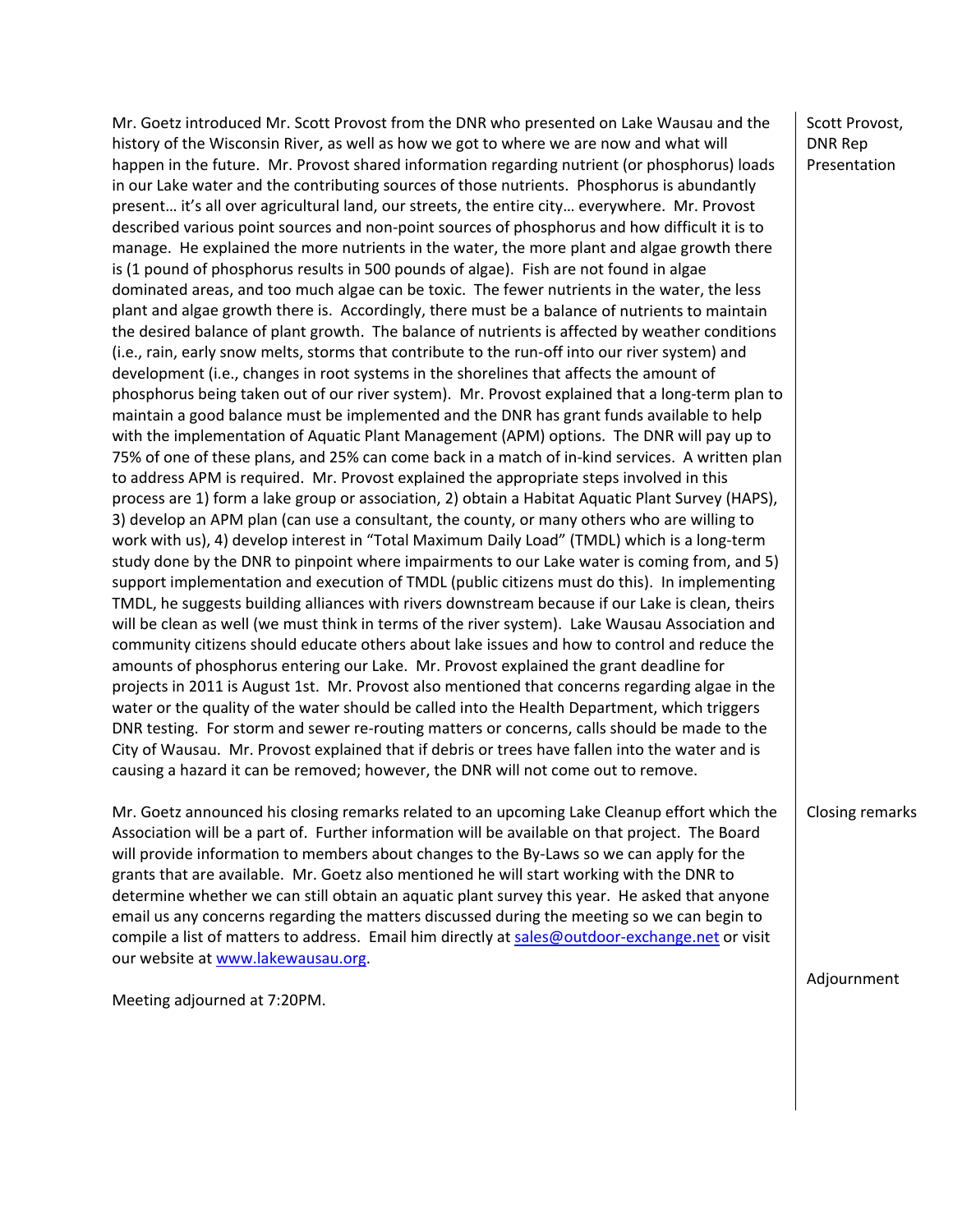Mr. Goetz introduced Mr. Scott Provost from the DNR who presented on Lake Wausau and the history of the Wisconsin River, as well as how we got to where we are now and what will happen in the future. Mr. Provost shared information regarding nutrient (or phosphorus) loads in our Lake water and the contributing sources of those nutrients. Phosphorus is abundantly present… it's all over agricultural land, our streets, the entire city… everywhere. Mr. Provost described various point sources and non-point sources of phosphorus and how difficult it is to manage. He explained the more nutrients in the water, the more plant and algae growth there is (1 pound of phosphorus results in 500 pounds of algae). Fish are not found in algae dominated areas, and too much algae can be toxic. The fewer nutrients in the water, the less plant and algae growth there is. Accordingly, there must be a balance of nutrients to maintain the desired balance of plant growth. The balance of nutrients is affected by weather conditions (i.e., rain, early snow melts, storms that contribute to the run-off into our river system) and development (i.e., changes in root systems in the shorelines that affects the amount of phosphorus being taken out of our river system). Mr. Provost explained that a long-term plan to maintain a good balance must be implemented and the DNR has grant funds available to help with the implementation of Aquatic Plant Management (APM) options. The DNR will pay up to 75% of one of these plans, and 25% can come back in a match of in-kind services. A written plan to address APM is required. Mr. Provost explained the appropriate steps involved in this process are 1) form a lake group or association, 2) obtain a Habitat Aquatic Plant Survey (HAPS), 3) develop an APM plan (can use a consultant, the county, or many others who are willing to work with us), 4) develop interest in "Total Maximum Daily Load" (TMDL) which is a long-term study done by the DNR to pinpoint where impairments to our Lake water is coming from, and 5) support implementation and execution of TMDL (public citizens must do this). In implementing TMDL, he suggests building alliances with rivers downstream because if our Lake is clean, theirs will be clean as well (we must think in terms of the river system). Lake Wausau Association and community citizens should educate others about lake issues and how to control and reduce the amounts of phosphorus entering our Lake. Mr. Provost explained the grant deadline for projects in 2011 is August 1st. Mr. Provost also mentioned that concerns regarding algae in the water or the quality of the water should be called into the Health Department, which triggers DNR testing. For storm and sewer re-routing matters or concerns, calls should be made to the City of Wausau. Mr. Provost explained that if debris or trees have fallen into the water and is causing a hazard it can be removed; however, the DNR will not come out to remove.

Scott Provost, DNR Rep Presentation

Mr. Goetz announced his closing remarks related to an upcoming Lake Cleanup effort which the Association will be a part of. Further information will be available on that project. The Board will provide information to members about changes to the By-Laws so we can apply for the grants that are available. Mr. Goetz also mentioned he will start working with the DNR to determine whether we can still obtain an aquatic plant survey this year. He asked that anyone email us any concerns regarding the matters discussed during the meeting so we can begin to compile a list of matters to address. Email him directly at sales@outdoor-exchange.net or visit our website at www.lakewausau.org.

Closing remarks

Meeting adjourned at 7:20PM.

Adjournment